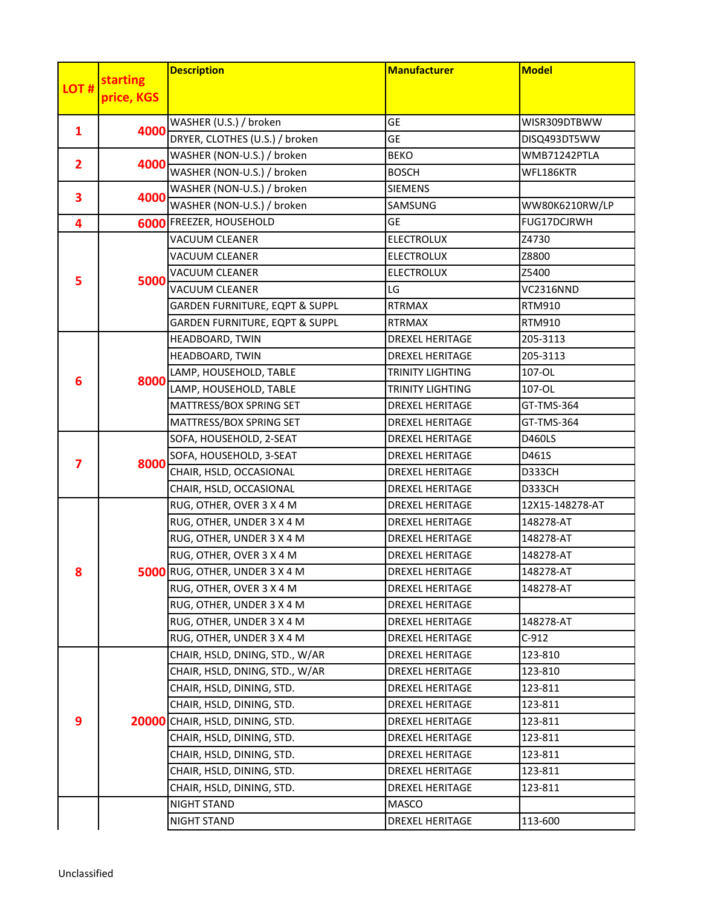| LOT # | starting price, KGS | Description | Manufacturer | Model |
|---|---|---|---|---|
| 1 | 4000 | WASHER (U.S.) / broken | GE | WISR309DTBWW |
| | | DRYER, CLOTHES (U.S.) / broken | GE | DISQ493DT5WW |
| 2 | 4000 | WASHER (NON-U.S.) / broken | BEKO | WMB71242PTLA |
| | | WASHER (NON-U.S.) / broken | BOSCH | WFL186KTR |
| 3 | 4000 | WASHER (NON-U.S.) / broken | SIEMENS | |
| | | WASHER (NON-U.S.) / broken | SAMSUNG | WW80K6210RW/LP |
| 4 | 6000 | FREEZER, HOUSEHOLD | GE | FUG17DCJRWH |
| 5 | 5000 | VACUUM CLEANER | ELECTROLUX | Z4730 |
| | | VACUUM CLEANER | ELECTROLUX | Z8800 |
| | | VACUUM CLEANER | ELECTROLUX | Z5400 |
| | | VACUUM CLEANER | LG | VC2316NND |
| | | GARDEN FURNITURE, EQPT & SUPPL | RTRMAX | RTM910 |
| | | GARDEN FURNITURE, EQPT & SUPPL | RTRMAX | RTM910 |
| 6 | 8000 | HEADBOARD, TWIN | DREXEL HERITAGE | 205-3113 |
| | | HEADBOARD, TWIN | DREXEL HERITAGE | 205-3113 |
| | | LAMP, HOUSEHOLD, TABLE | TRINITY LIGHTING | 107-OL |
| | | LAMP, HOUSEHOLD, TABLE | TRINITY LIGHTING | 107-OL |
| | | MATTRESS/BOX SPRING SET | DREXEL HERITAGE | GT-TMS-364 |
| | | MATTRESS/BOX SPRING SET | DREXEL HERITAGE | GT-TMS-364 |
| 7 | 8000 | SOFA, HOUSEHOLD, 2-SEAT | DREXEL HERITAGE | D460LS |
| | | SOFA, HOUSEHOLD, 3-SEAT | DREXEL HERITAGE | D461S |
| | | CHAIR, HSLD, OCCASIONAL | DREXEL HERITAGE | D333CH |
| | | CHAIR, HSLD, OCCASIONAL | DREXEL HERITAGE | D333CH |
| 8 | 5000 | RUG, OTHER, OVER 3 X 4 M | DREXEL HERITAGE | 12X15-148278-AT |
| | | RUG, OTHER, UNDER 3 X 4 M | DREXEL HERITAGE | 148278-AT |
| | | RUG, OTHER, UNDER 3 X 4 M | DREXEL HERITAGE | 148278-AT |
| | | RUG, OTHER, OVER 3 X 4 M | DREXEL HERITAGE | 148278-AT |
| | | RUG, OTHER, UNDER 3 X 4 M | DREXEL HERITAGE | 148278-AT |
| | | RUG, OTHER, OVER 3 X 4 M | DREXEL HERITAGE | 148278-AT |
| | | RUG, OTHER, UNDER 3 X 4 M | DREXEL HERITAGE | |
| | | RUG, OTHER, UNDER 3 X 4 M | DREXEL HERITAGE | 148278-AT |
| | | RUG, OTHER, UNDER 3 X 4 M | DREXEL HERITAGE | C-912 |
| 9 | 20000 | CHAIR, HSLD, DNING, STD., W/AR | DREXEL HERITAGE | 123-810 |
| | | CHAIR, HSLD, DNING, STD., W/AR | DREXEL HERITAGE | 123-810 |
| | | CHAIR, HSLD, DINING, STD. | DREXEL HERITAGE | 123-811 |
| | | CHAIR, HSLD, DINING, STD. | DREXEL HERITAGE | 123-811 |
| | | CHAIR, HSLD, DINING, STD. | DREXEL HERITAGE | 123-811 |
| | | CHAIR, HSLD, DINING, STD. | DREXEL HERITAGE | 123-811 |
| | | CHAIR, HSLD, DINING, STD. | DREXEL HERITAGE | 123-811 |
| | | CHAIR, HSLD, DINING, STD. | DREXEL HERITAGE | 123-811 |
| | | CHAIR, HSLD, DINING, STD. | DREXEL HERITAGE | 123-811 |
| | | NIGHT STAND | MASCO | |
| | | NIGHT STAND | DREXEL HERITAGE | 113-600 |

Unclassified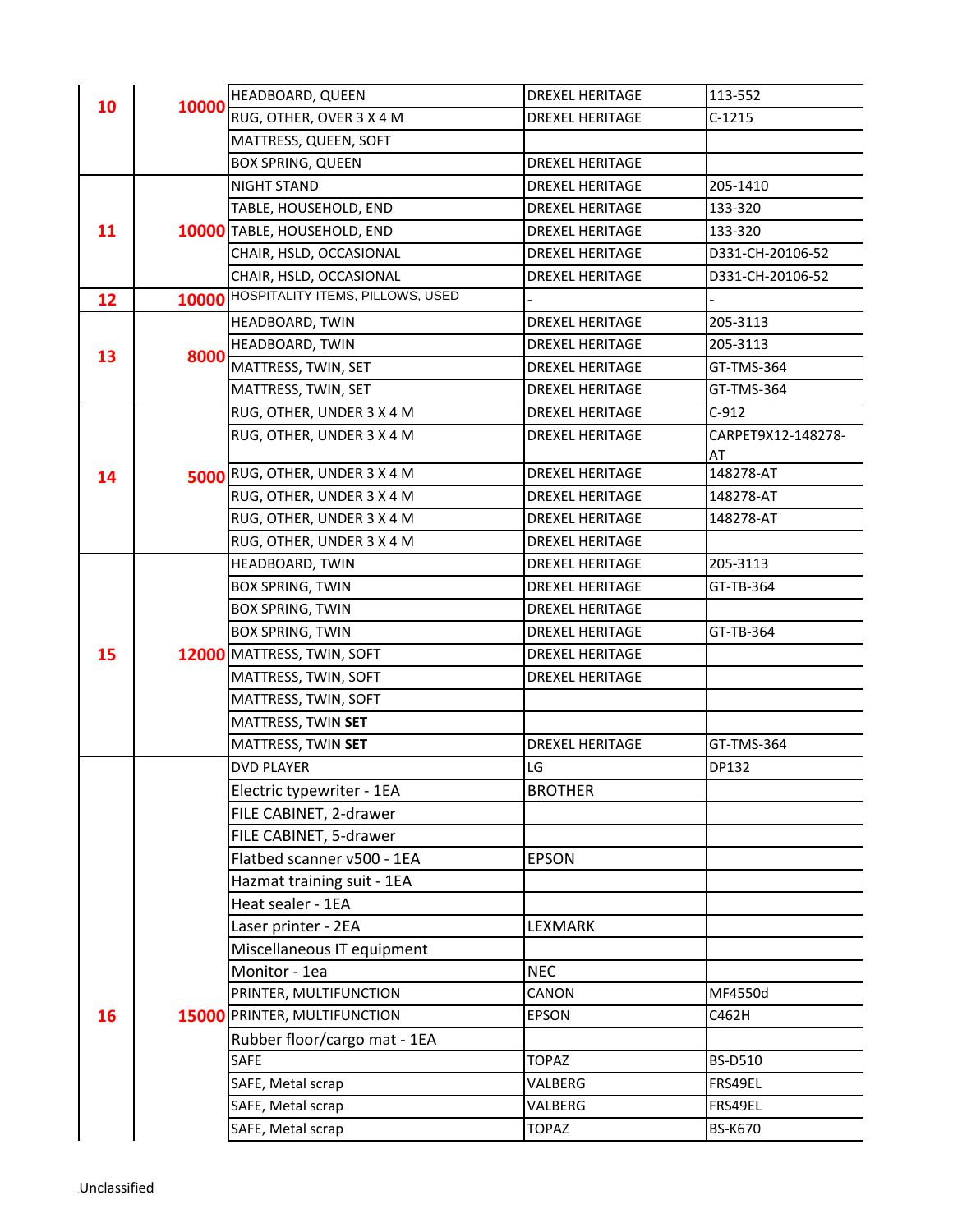| | | | | |
|---|---|---|---|---|
| 10 | 10000 | HEADBOARD, QUEEN | DREXEL HERITAGE | 113-552 |
| | | RUG, OTHER, OVER 3 X 4 M | DREXEL HERITAGE | C-1215 |
| | | MATTRESS, QUEEN, SOFT | | |
| | | BOX SPRING, QUEEN | DREXEL HERITAGE | |
| 11 | 10000 | NIGHT STAND | DREXEL HERITAGE | 205-1410 |
| | | TABLE, HOUSEHOLD, END | DREXEL HERITAGE | 133-320 |
| | | TABLE, HOUSEHOLD, END | DREXEL HERITAGE | 133-320 |
| | | CHAIR, HSLD, OCCASIONAL | DREXEL HERITAGE | D331-CH-20106-52 |
| | | CHAIR, HSLD, OCCASIONAL | DREXEL HERITAGE | D331-CH-20106-52 |
| 12 | 10000 | HOSPITALITY ITEMS, PILLOWS, USED | - | - |
| 13 | 8000 | HEADBOARD, TWIN | DREXEL HERITAGE | 205-3113 |
| | | HEADBOARD, TWIN | DREXEL HERITAGE | 205-3113 |
| | | MATTRESS, TWIN, SET | DREXEL HERITAGE | GT-TMS-364 |
| | | MATTRESS, TWIN, SET | DREXEL HERITAGE | GT-TMS-364 |
| 14 | 5000 | RUG, OTHER, UNDER 3 X 4 M | DREXEL HERITAGE | C-912 |
| | | RUG, OTHER, UNDER 3 X 4 M | DREXEL HERITAGE | CARPET9X12-148278-AT |
| | | RUG, OTHER, UNDER 3 X 4 M | DREXEL HERITAGE | 148278-AT |
| | | RUG, OTHER, UNDER 3 X 4 M | DREXEL HERITAGE | 148278-AT |
| | | RUG, OTHER, UNDER 3 X 4 M | DREXEL HERITAGE | 148278-AT |
| | | RUG, OTHER, UNDER 3 X 4 M | DREXEL HERITAGE | |
| 15 | 12000 | HEADBOARD, TWIN | DREXEL HERITAGE | 205-3113 |
| | | BOX SPRING, TWIN | DREXEL HERITAGE | GT-TB-364 |
| | | BOX SPRING, TWIN | DREXEL HERITAGE | |
| | | BOX SPRING, TWIN | DREXEL HERITAGE | GT-TB-364 |
| | | MATTRESS, TWIN, SOFT | DREXEL HERITAGE | |
| | | MATTRESS, TWIN, SOFT | DREXEL HERITAGE | |
| | | MATTRESS, TWIN, SOFT | | |
| | | MATTRESS, TWIN **SET** | | |
| | | MATTRESS, TWIN **SET** | DREXEL HERITAGE | GT-TMS-364 |
| 16 | 15000 | DVD PLAYER | LG | DP132 |
| | | Electric typewriter - 1EA | BROTHER | |
| | | FILE CABINET, 2-drawer | | |
| | | FILE CABINET, 5-drawer | | |
| | | Flatbed scanner v500 - 1EA | EPSON | |
| | | Hazmat training suit - 1EA | | |
| | | Heat sealer - 1EA | | |
| | | Laser printer - 2EA | LEXMARK | |
| | | Miscellaneous IT equipment | | |
| | | Monitor - 1ea | NEC | |
| | | PRINTER, MULTIFUNCTION | CANON | MF4550d |
| | | PRINTER, MULTIFUNCTION | EPSON | C462H |
| | | Rubber floor/cargo mat - 1EA | | |
| | | SAFE | TOPAZ | BS-D510 |
| | | SAFE, Metal scrap | VALBERG | FRS49EL |
| | | SAFE, Metal scrap | VALBERG | FRS49EL |
| | | SAFE, Metal scrap | TOPAZ | BS-K670 |

Unclassified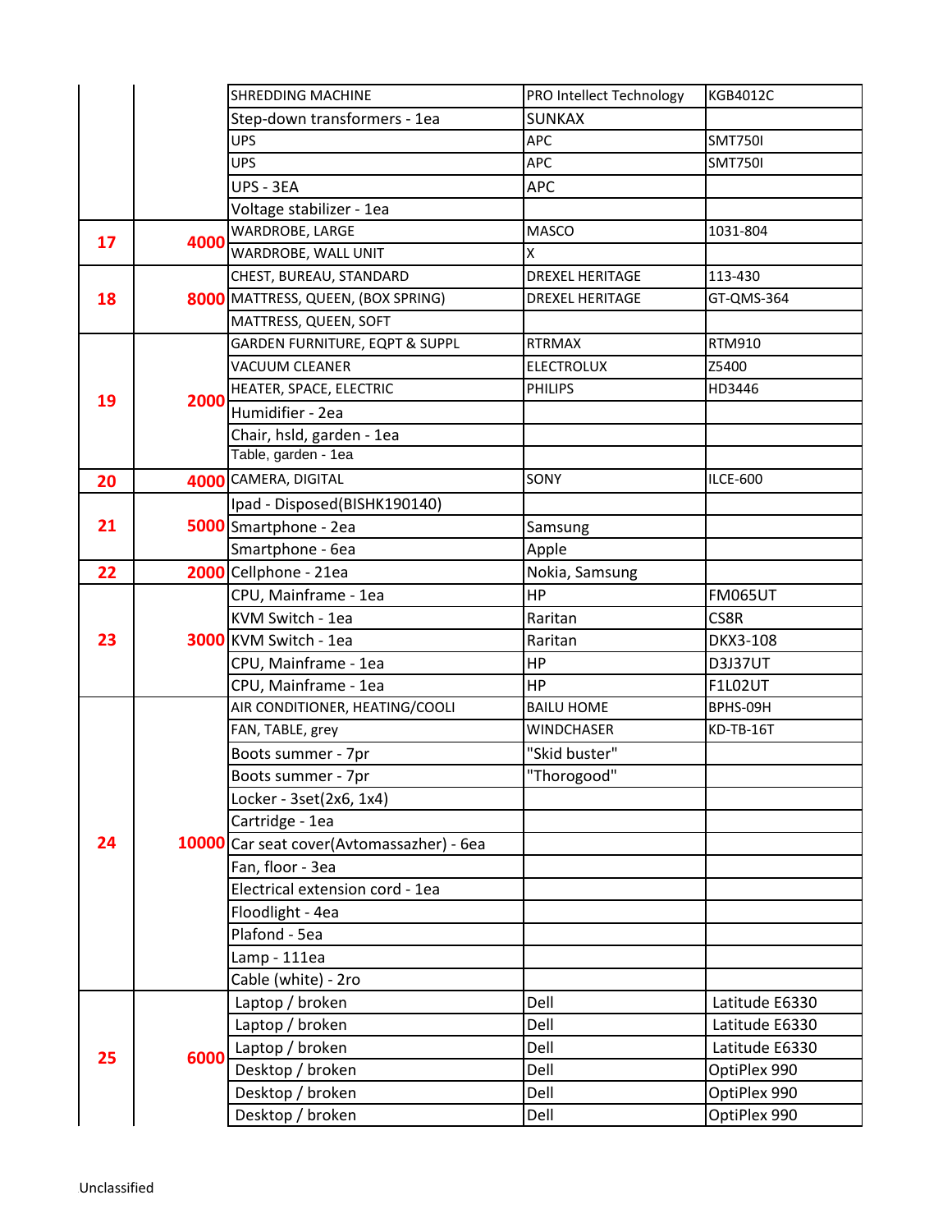| | | | | |
|---|---|---|---|---|
| | | SHREDDING MACHINE | PRO Intellect Technology | KGB4012C |
| | | Step-down transformers - 1ea | SUNKAX | |
| | | UPS | APC | SMT750I |
| | | UPS | APC | SMT750I |
| | | UPS - 3EA | APC | |
| | | Voltage stabilizer - 1ea | | |
| 17 | 4000 | WARDROBE, LARGE | MASCO | 1031-804 |
| | | WARDROBE, WALL UNIT | X | |
| 18 | 8000 | CHEST, BUREAU, STANDARD | DREXEL HERITAGE | 113-430 |
| | | MATTRESS, QUEEN, (BOX SPRING) | DREXEL HERITAGE | GT-QMS-364 |
| | | MATTRESS, QUEEN, SOFT | | |
| 19 | 2000 | GARDEN FURNITURE, EQPT & SUPPL | RTRMAX | RTM910 |
| | | VACUUM CLEANER | ELECTROLUX | Z5400 |
| | | HEATER, SPACE, ELECTRIC | PHILIPS | HD3446 |
| | | Humidifier - 2ea | | |
| | | Chair, hsld, garden - 1ea | | |
| | | Table, garden - 1ea | | |
| 20 | 4000 | CAMERA, DIGITAL | SONY | ILCE-600 |
| 21 | 5000 | Ipad - Disposed(BISHK190140) | | |
| | | Smartphone - 2ea | Samsung | |
| | | Smartphone - 6ea | Apple | |
| 22 | 2000 | Cellphone - 21ea | Nokia, Samsung | |
| 23 | 3000 | CPU, Mainframe - 1ea | HP | FM065UT |
| | | KVM Switch - 1ea | Raritan | CS8R |
| | | KVM Switch - 1ea | Raritan | DKX3-108 |
| | | CPU, Mainframe - 1ea | HP | D3J37UT |
| | | CPU, Mainframe - 1ea | HP | F1L02UT |
| 24 | 10000 | AIR CONDITIONER, HEATING/COOLI | BAILU HOME | BPHS-09H |
| | | FAN, TABLE, grey | WINDCHASER | KD-TB-16T |
| | | Boots summer - 7pr | "Skid buster" | |
| | | Boots summer - 7pr | "Thorogood" | |
| | | Locker - 3set(2x6, 1x4) | | |
| | | Cartridge - 1ea | | |
| | | Car seat cover(Avtomassazher) - 6ea | | |
| | | Fan, floor - 3ea | | |
| | | Electrical extension cord - 1ea | | |
| | | Floodlight - 4ea | | |
| | | Plafond - 5ea | | |
| | | Lamp - 111ea | | |
| | | Cable (white) - 2ro | | |
| 25 | 6000 | Laptop / broken | Dell | Latitude E6330 |
| | | Laptop / broken | Dell | Latitude E6330 |
| | | Laptop / broken | Dell | Latitude E6330 |
| | | Desktop / broken | Dell | OptiPlex 990 |
| | | Desktop / broken | Dell | OptiPlex 990 |
| | | Desktop / broken | Dell | OptiPlex 990 |

Unclassified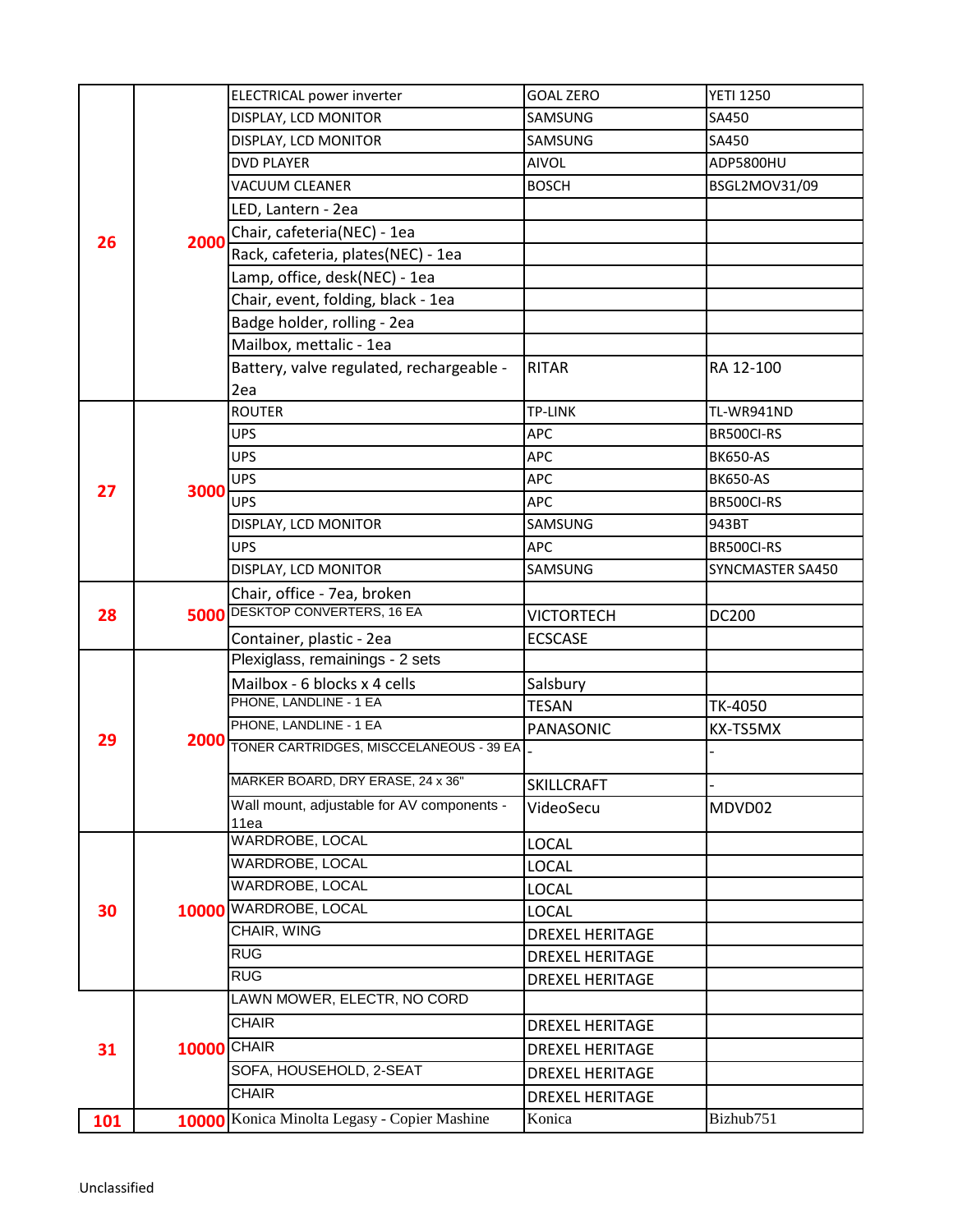| | | | | |
|---|---|---|---|---|
| 26 | 2000 | ELECTRICAL power inverter | GOAL ZERO | YETI 1250 |
| | | DISPLAY, LCD MONITOR | SAMSUNG | SA450 |
| | | DISPLAY, LCD MONITOR | SAMSUNG | SA450 |
| | | DVD PLAYER | AIVOL | ADP5800HU |
| | | VACUUM CLEANER | BOSCH | BSGL2MOV31/09 |
| | | LED, Lantern - 2ea | | |
| | | Chair, cafeteria(NEC) - 1ea | | |
| | | Rack, cafeteria, plates(NEC) - 1ea | | |
| | | Lamp, office, desk(NEC) - 1ea | | |
| | | Chair, event, folding, black - 1ea | | |
| | | Badge holder, rolling - 2ea | | |
| | | Mailbox, mettalic - 1ea | | |
| | | Battery, valve regulated, rechargeable - 2ea | RITAR | RA 12-100 |
| 27 | 3000 | ROUTER | TP-LINK | TL-WR941ND |
| | | UPS | APC | BR500CI-RS |
| | | UPS | APC | BK650-AS |
| | | UPS | APC | BK650-AS |
| | | UPS | APC | BR500CI-RS |
| | | DISPLAY, LCD MONITOR | SAMSUNG | 943BT |
| | | UPS | APC | BR500CI-RS |
| | | DISPLAY, LCD MONITOR | SAMSUNG | SYNCMASTER SA450 |
| 28 | 5000 | Chair, office - 7ea, broken | | |
| | | DESKTOP CONVERTERS, 16 EA | VICTORTECH | DC200 |
| | | Container, plastic - 2ea | ECSCASE | |
| 29 | 2000 | Plexiglass, remainings - 2 sets | | |
| | | Mailbox - 6 blocks x 4 cells | Salsbury | |
| | | PHONE, LANDLINE - 1 EA | TESAN | TK-4050 |
| | | PHONE, LANDLINE - 1 EA | PANASONIC | KX-TS5MX |
| | | TONER CARTRIDGES, MISCCELANEOUS - 39 EA | - | - |
| | | MARKER BOARD, DRY ERASE, 24 x 36" | SKILLCRAFT | - |
| | | Wall mount, adjustable for AV components - 11ea | VideoSecu | MDVD02 |
| 30 | 10000 | WARDROBE, LOCAL | LOCAL | |
| | | WARDROBE, LOCAL | LOCAL | |
| | | WARDROBE, LOCAL | LOCAL | |
| | | WARDROBE, LOCAL | LOCAL | |
| | | CHAIR, WING | DREXEL HERITAGE | |
| | | RUG | DREXEL HERITAGE | |
| | | RUG | DREXEL HERITAGE | |
| 31 | 10000 | LAWN MOWER, ELECTR, NO CORD | | |
| | | CHAIR | DREXEL HERITAGE | |
| | | CHAIR | DREXEL HERITAGE | |
| | | SOFA, HOUSEHOLD, 2-SEAT | DREXEL HERITAGE | |
| | | CHAIR | DREXEL HERITAGE | |
| 101 | 10000 | Konica Minolta Legasy - Copier Mashine | Konica | Bizhub751 |

Unclassified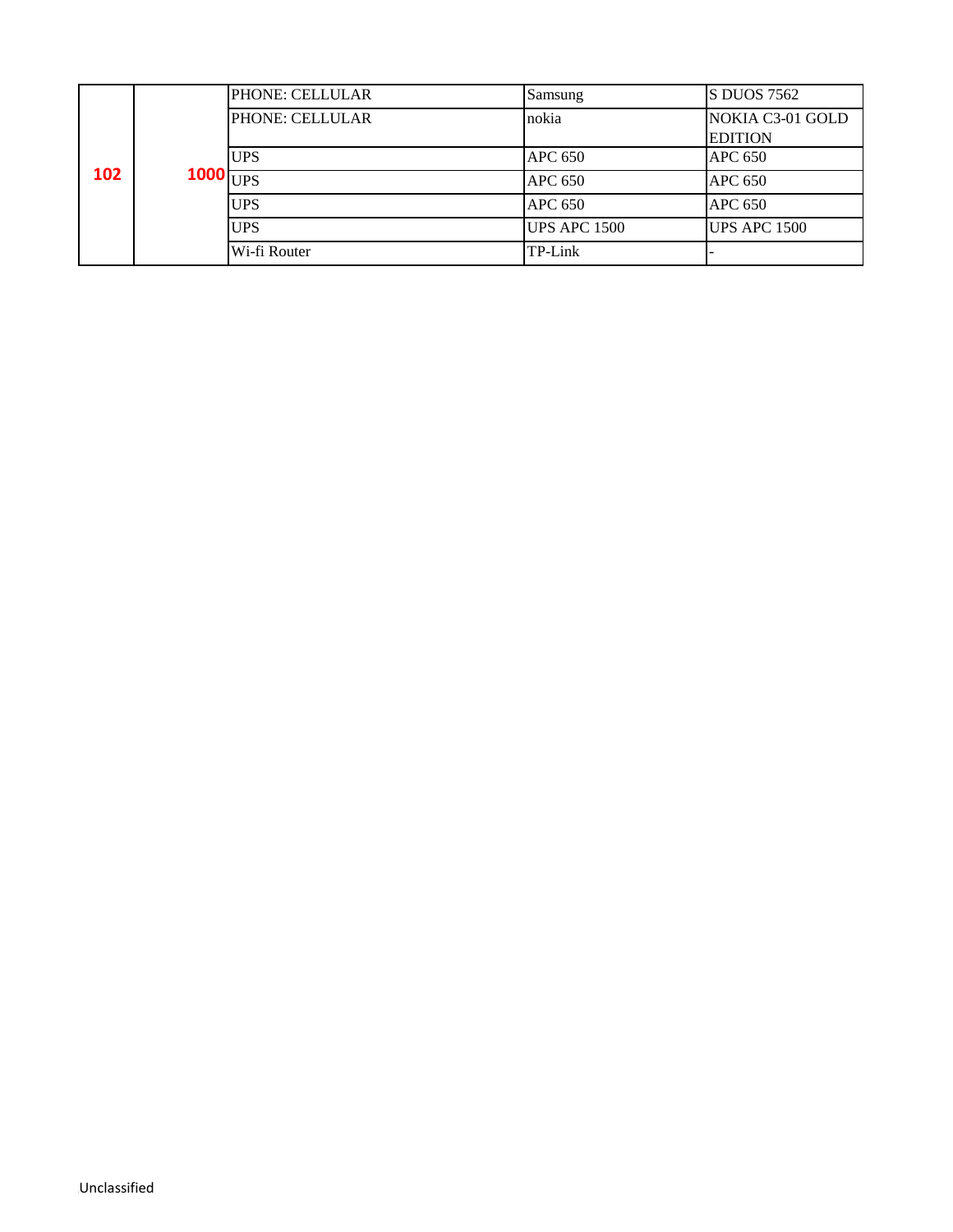| | | | | |
|---|---|---|---|---|
| 102 | 1000 | PHONE: CELLULAR | Samsung | S DUOS 7562 |
| | | PHONE: CELLULAR | nokia | NOKIA C3-01 GOLD EDITION |
| | | UPS | APC 650 | APC 650 |
| | | UPS | APC 650 | APC 650 |
| | | UPS | APC 650 | APC 650 |
| | | UPS | UPS APC 1500 | UPS APC 1500 |
| | | Wi-fi Router | TP-Link | - |

Unclassified